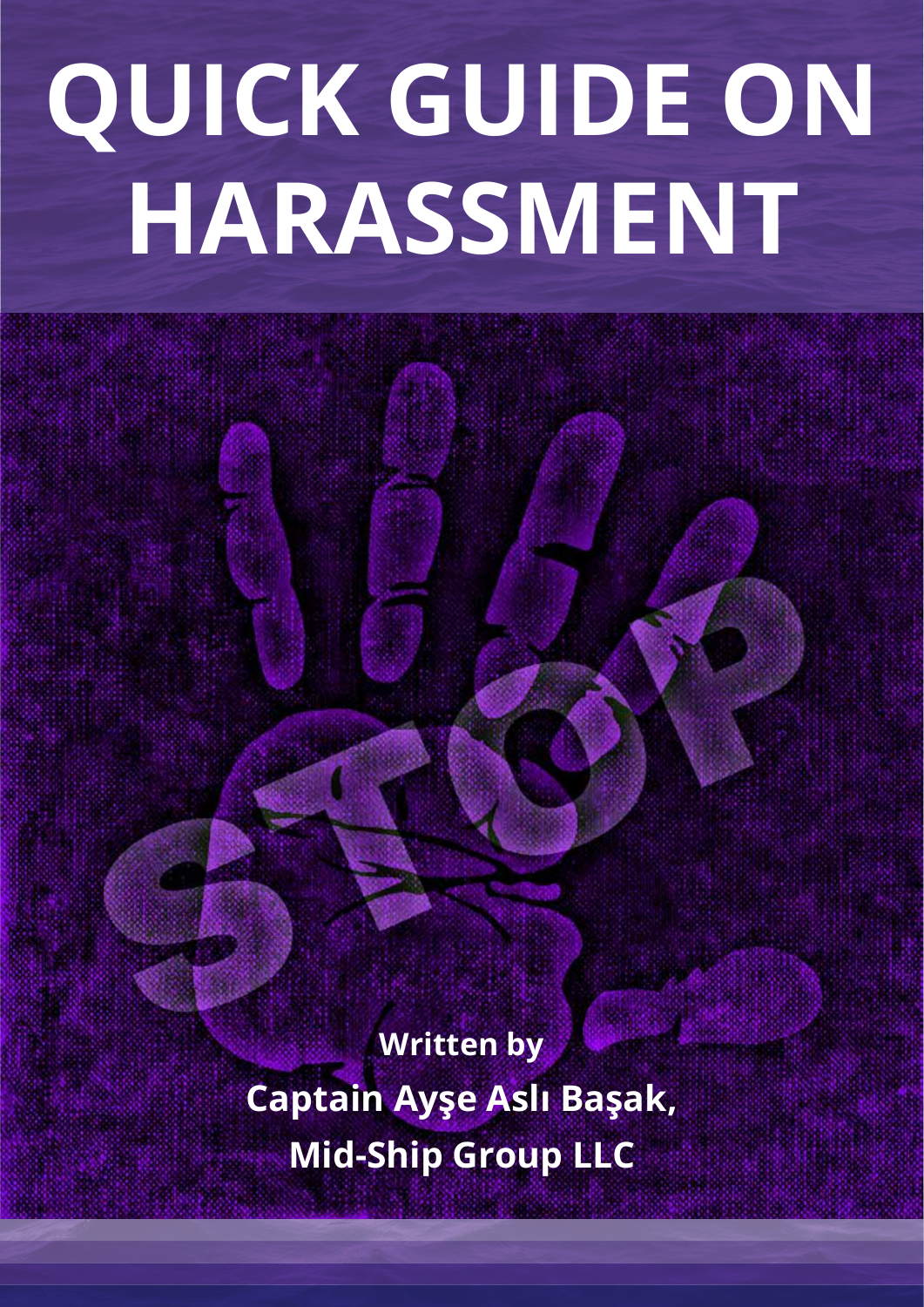# QUICK GUIDE ON HARASSMENT

**Written by**

**Captain Ayşe Aslı Başak,**

**Mid-Ship Group LLC**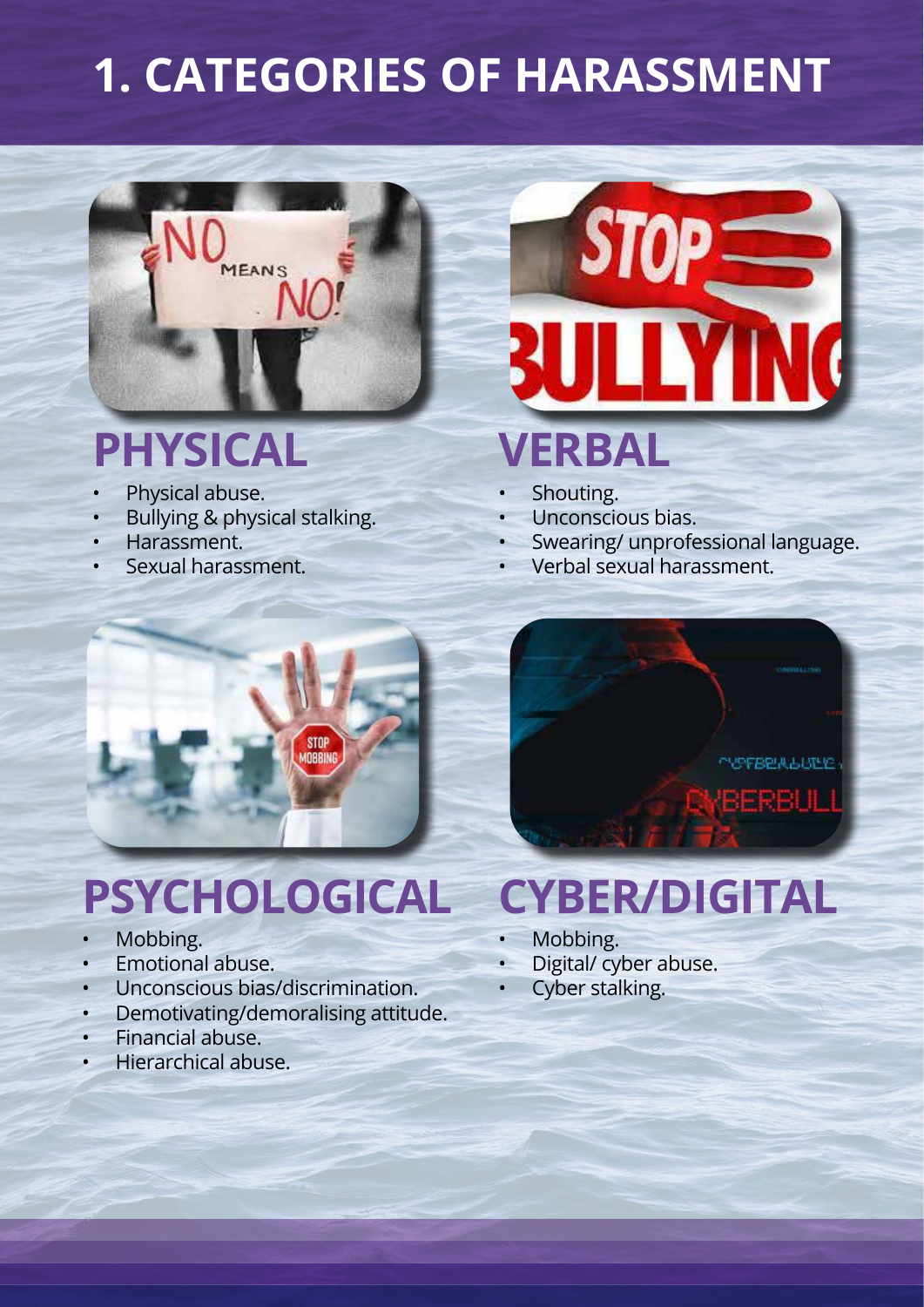# 1. CATEGORIES OF HARASSMENT

## PHYSICAL

- Physical abuse.
- Bullying & physical stalking.
- Harassment.
- Sexual harassment.

## VERBAL

- Shouting.
- Unconscious bias.
- Swearing/ unprofessional language.
- Verbal sexual harassment.

## PSYCHOLOGICAL

- Mobbing.
- Emotional abuse.
- Unconscious bias/discrimination.
- Demotivating/demoralising attitude.
- Financial abuse.
- Hierarchical abuse.

## CYBER/DIGITAL

- Mobbing.
- Digital/ cyber abuse.
- Cyber stalking.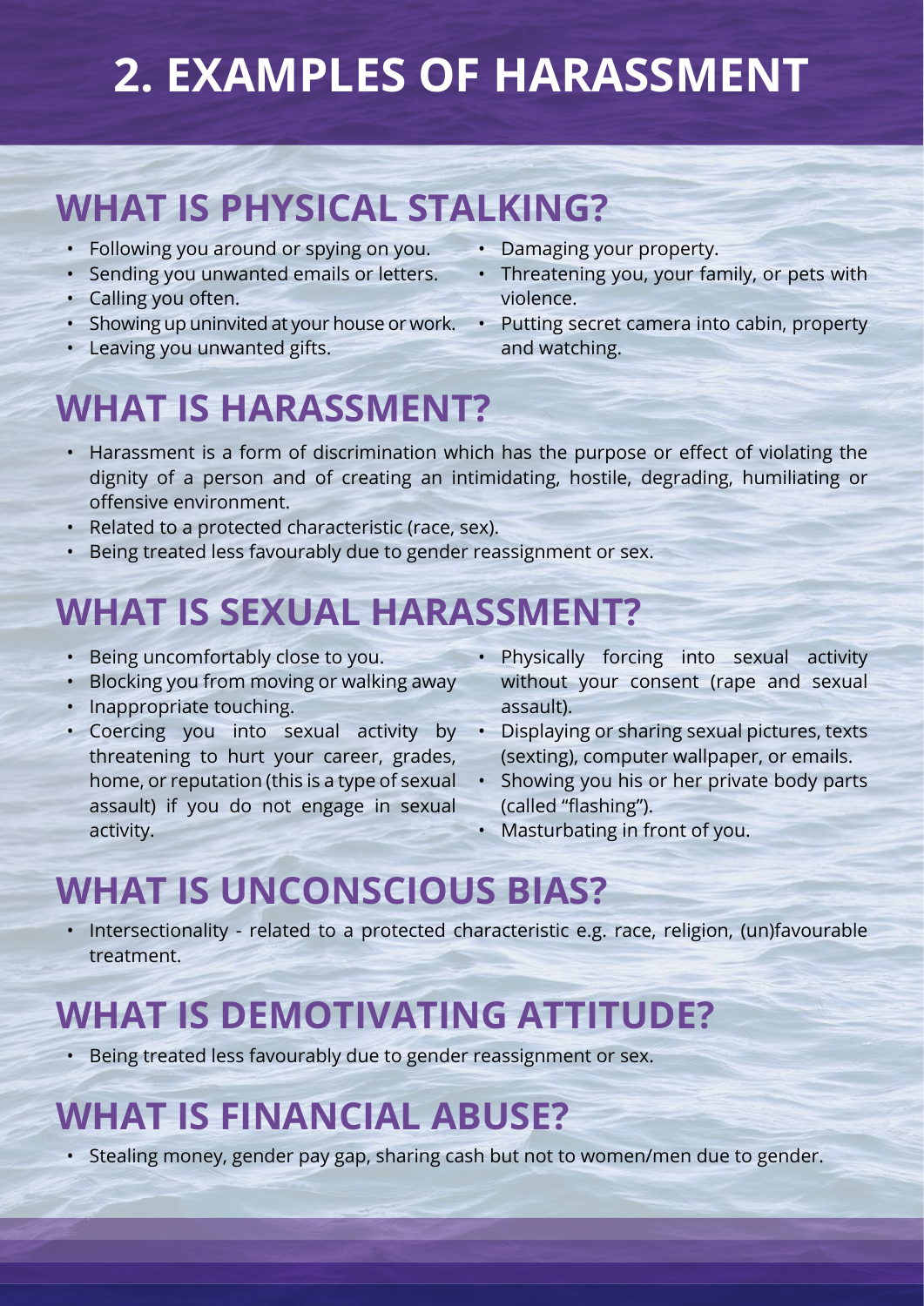# 2. EXAMPLES OF HARASSMENT

## WHAT IS PHYSICAL STALKING?

- Following you around or spying on you.
- Sending you unwanted emails or letters.
- Calling you often.
- Showing up uninvited at your house or work.
- Leaving you unwanted gifts.
- Damaging your property.
- Threatening you, your family, or pets with violence.
- Putting secret camera into cabin, property and watching.

## WHAT IS HARASSMENT?

- Harassment is a form of discrimination which has the purpose or effect of violating the dignity of a person and of creating an intimidating, hostile, degrading, humiliating or offensive environment.
- Related to a protected characteristic (race, sex).
- Being treated less favourably due to gender reassignment or sex.

## WHAT IS SEXUAL HARASSMENT?

- Being uncomfortably close to you.
- Blocking you from moving or walking away
- Inappropriate touching.
- Coercing you into sexual activity by threatening to hurt your career, grades, home, or reputation (this is a type of sexual assault) if you do not engage in sexual activity.
- Physically forcing into sexual activity without your consent (rape and sexual assault).
- Displaying or sharing sexual pictures, texts (sexting), computer wallpaper, or emails.
- Showing you his or her private body parts (called "flashing").
- Masturbating in front of you.

## WHAT IS UNCONSCIOUS BIAS?

- Intersectionality - related to a protected characteristic e.g. race, religion, (un)favourable treatment.

## WHAT IS DEMOTIVATING ATTITUDE?

- Being treated less favourably due to gender reassignment or sex.

## WHAT IS FINANCIAL ABUSE?

- Stealing money, gender pay gap, sharing cash but not to women/men due to gender.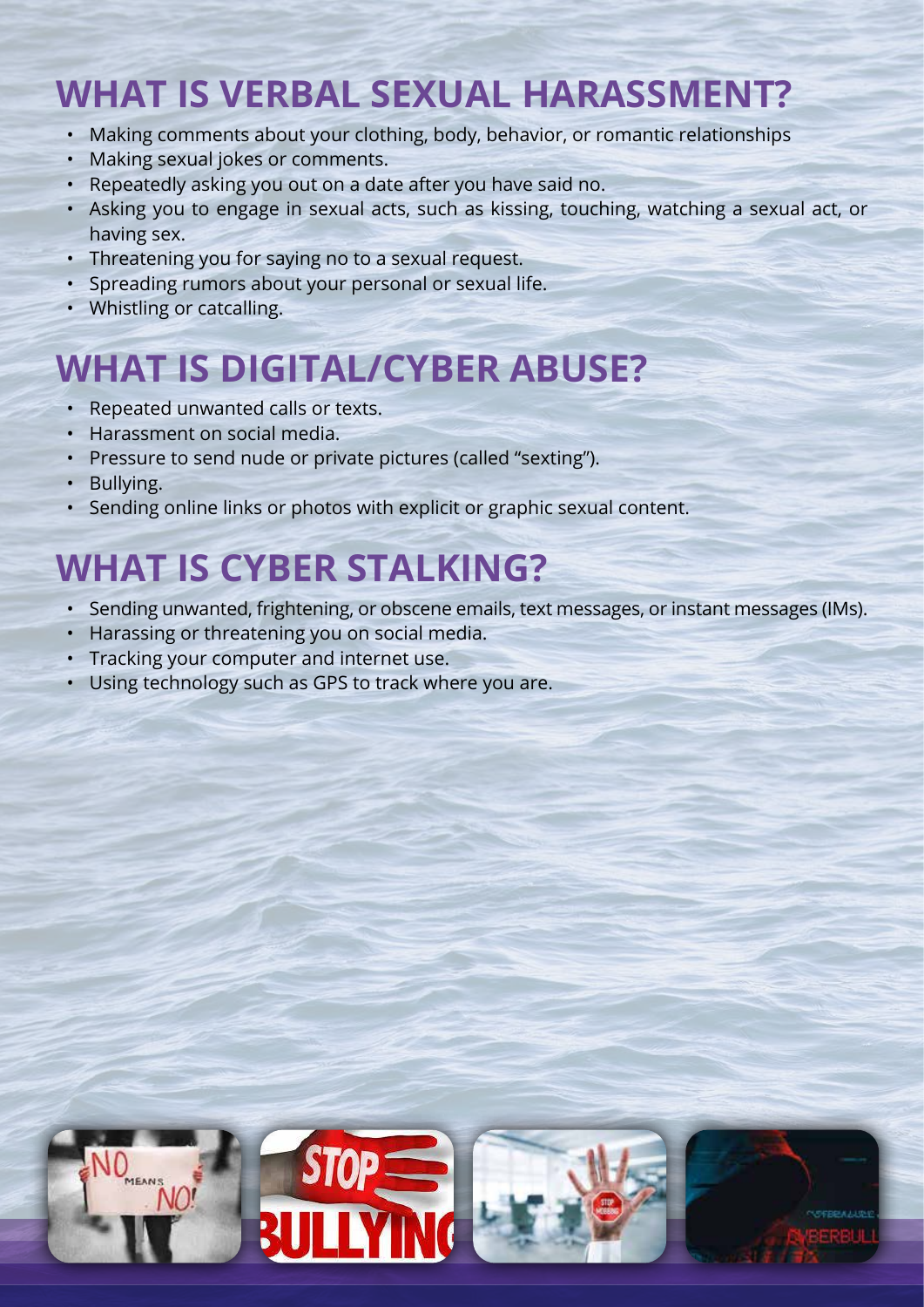## WHAT IS VERBAL SEXUAL HARASSMENT?

- Making comments about your clothing, body, behavior, or romantic relationships
- Making sexual jokes or comments.
- Repeatedly asking you out on a date after you have said no.
- Asking you to engage in sexual acts, such as kissing, touching, watching a sexual act, or having sex.
- Threatening you for saying no to a sexual request.
- Spreading rumors about your personal or sexual life.
- Whistling or catcalling.

## WHAT IS DIGITAL/CYBER ABUSE?

- Repeated unwanted calls or texts.
- Harassment on social media.
- Pressure to send nude or private pictures (called "sexting").
- Bullying.
- Sending online links or photos with explicit or graphic sexual content.

## WHAT IS CYBER STALKING?

- Sending unwanted, frightening, or obscene emails, text messages, or instant messages (IMs).
- Harassing or threatening you on social media.
- Tracking your computer and internet use.
- Using technology such as GPS to track where you are.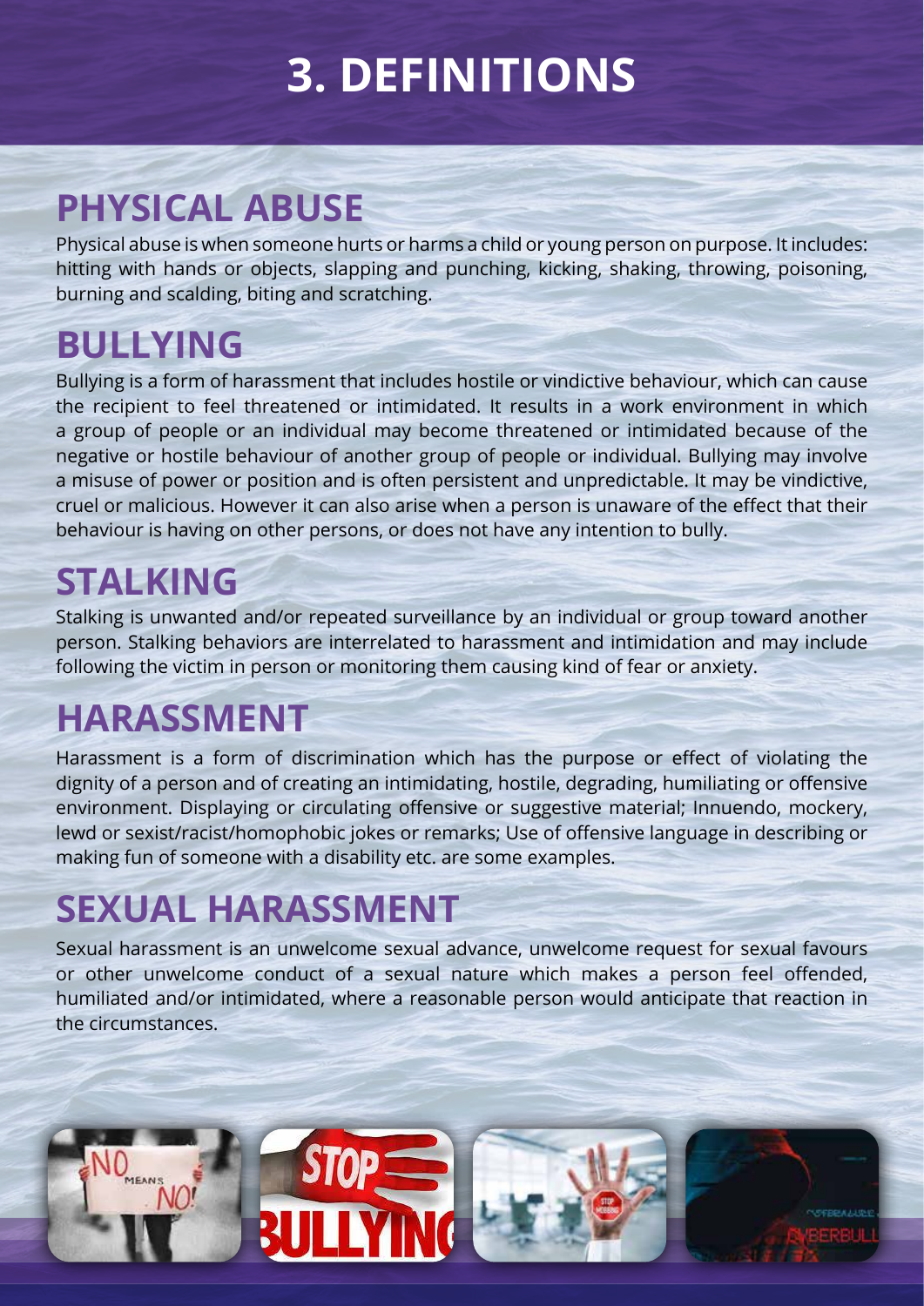# 3. DEFINITIONS

## PHYSICAL ABUSE

Physical abuse is when someone hurts or harms a child or young person on purpose. It includes: hitting with hands or objects, slapping and punching, kicking, shaking, throwing, poisoning, burning and scalding, biting and scratching.

## BULLYING

Bullying is a form of harassment that includes hostile or vindictive behaviour, which can cause the recipient to feel threatened or intimidated. It results in a work environment in which a group of people or an individual may become threatened or intimidated because of the negative or hostile behaviour of another group of people or individual. Bullying may involve a misuse of power or position and is often persistent and unpredictable. It may be vindictive, cruel or malicious. However it can also arise when a person is unaware of the effect that their behaviour is having on other persons, or does not have any intention to bully.

## STALKING

Stalking is unwanted and/or repeated surveillance by an individual or group toward another person. Stalking behaviors are interrelated to harassment and intimidation and may include following the victim in person or monitoring them causing kind of fear or anxiety.

## HARASSMENT

Harassment is a form of discrimination which has the purpose or effect of violating the dignity of a person and of creating an intimidating, hostile, degrading, humiliating or offensive environment. Displaying or circulating offensive or suggestive material; Innuendo, mockery, lewd or sexist/racist/homophobic jokes or remarks; Use of offensive language in describing or making fun of someone with a disability etc. are some examples.

## SEXUAL HARASSMENT

Sexual harassment is an unwelcome sexual advance, unwelcome request for sexual favours or other unwelcome conduct of a sexual nature which makes a person feel offended, humiliated and/or intimidated, where a reasonable person would anticipate that reaction in the circumstances.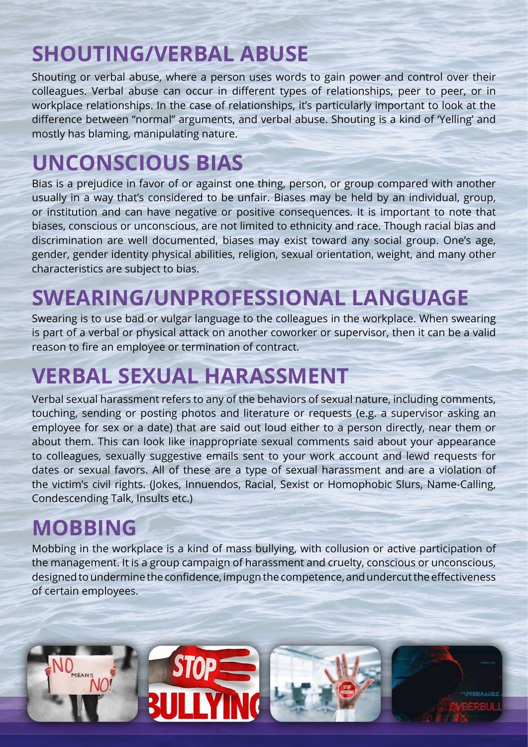## SHOUTING/VERBAL ABUSE

Shouting or verbal abuse, where a person uses words to gain power and control over their colleagues. Verbal abuse can occur in different types of relationships, peer to peer, or in workplace relationships. In the case of relationships, it's particularly important to look at the difference between "normal" arguments, and verbal abuse. Shouting is a kind of 'Yelling' and mostly has blaming, manipulating nature.

## UNCONSCIOUS BIAS

Bias is a prejudice in favor of or against one thing, person, or group compared with another usually in a way that's considered to be unfair. Biases may be held by an individual, group, or institution and can have negative or positive consequences. It is important to note that biases, conscious or unconscious, are not limited to ethnicity and race. Though racial bias and discrimination are well documented, biases may exist toward any social group. One's age, gender, gender identity physical abilities, religion, sexual orientation, weight, and many other characteristics are subject to bias.

## SWEARING/UNPROFESSIONAL LANGUAGE

Swearing is to use bad or vulgar language to the colleagues in the workplace. When swearing is part of a verbal or physical attack on another coworker or supervisor, then it can be a valid reason to fire an employee or termination of contract.

## VERBAL SEXUAL HARASSMENT

Verbal sexual harassment refers to any of the behaviors of sexual nature, including comments, touching, sending or posting photos and literature or requests (e.g. a supervisor asking an employee for sex or a date) that are said out loud either to a person directly, near them or about them. This can look like inappropriate sexual comments said about your appearance to colleagues, sexually suggestive emails sent to your work account and lewd requests for dates or sexual favors. All of these are a type of sexual harassment and are a violation of the victim's civil rights. (Jokes, Innuendos, Racial, Sexist or Homophobic Slurs, Name-Calling, Condescending Talk, Insults etc.)

## MOBBING

Mobbing in the workplace is a kind of mass bullying, with collusion or active participation of the management. It is a group campaign of harassment and cruelty, conscious or unconscious, designed to undermine the confidence, impugn the competence, and undercut the effectiveness of certain employees.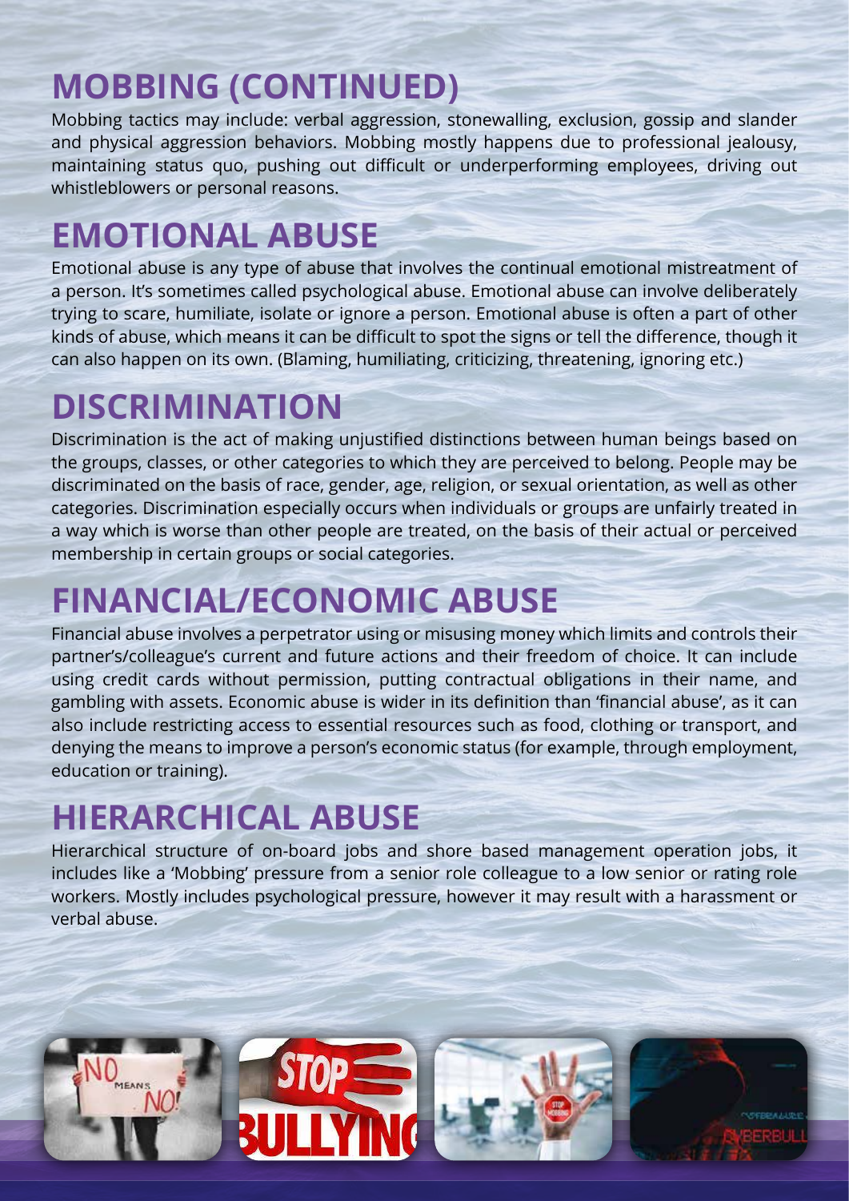## MOBBING (CONTINUED)

Mobbing tactics may include: verbal aggression, stonewalling, exclusion, gossip and slander and physical aggression behaviors. Mobbing mostly happens due to professional jealousy, maintaining status quo, pushing out difficult or underperforming employees, driving out whistleblowers or personal reasons.

## EMOTIONAL ABUSE

Emotional abuse is any type of abuse that involves the continual emotional mistreatment of a person. It's sometimes called psychological abuse. Emotional abuse can involve deliberately trying to scare, humiliate, isolate or ignore a person. Emotional abuse is often a part of other kinds of abuse, which means it can be difficult to spot the signs or tell the difference, though it can also happen on its own. (Blaming, humiliating, criticizing, threatening, ignoring etc.)

## DISCRIMINATION

Discrimination is the act of making unjustified distinctions between human beings based on the groups, classes, or other categories to which they are perceived to belong. People may be discriminated on the basis of race, gender, age, religion, or sexual orientation, as well as other categories. Discrimination especially occurs when individuals or groups are unfairly treated in a way which is worse than other people are treated, on the basis of their actual or perceived membership in certain groups or social categories.

## FINANCIAL/ECONOMIC ABUSE

Financial abuse involves a perpetrator using or misusing money which limits and controls their partner's/colleague's current and future actions and their freedom of choice. It can include using credit cards without permission, putting contractual obligations in their name, and gambling with assets. Economic abuse is wider in its definition than 'financial abuse', as it can also include restricting access to essential resources such as food, clothing or transport, and denying the means to improve a person's economic status (for example, through employment, education or training).

## HIERARCHICAL ABUSE

Hierarchical structure of on-board jobs and shore based management operation jobs, it includes like a 'Mobbing' pressure from a senior role colleague to a low senior or rating role workers. Mostly includes psychological pressure, however it may result with a harassment or verbal abuse.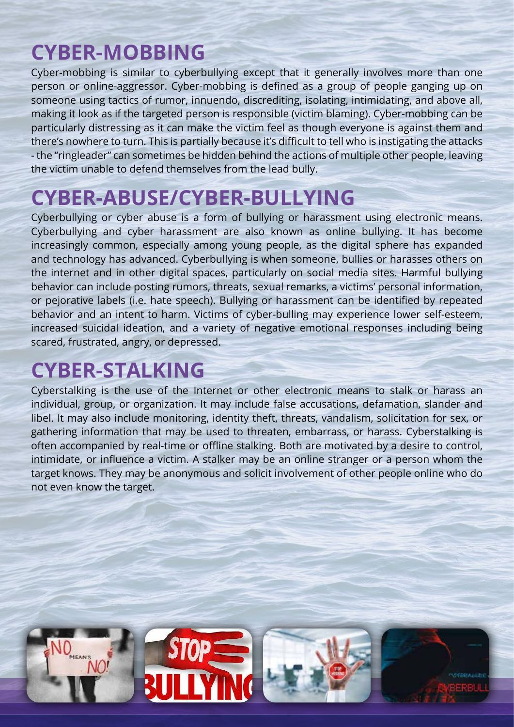## CYBER-MOBBING

Cyber-mobbing is similar to cyberbullying except that it generally involves more than one person or online-aggressor. Cyber-mobbing is defined as a group of people ganging up on someone using tactics of rumor, innuendo, discrediting, isolating, intimidating, and above all, making it look as if the targeted person is responsible (victim blaming). Cyber-mobbing can be particularly distressing as it can make the victim feel as though everyone is against them and there's nowhere to turn. This is partially because it's difficult to tell who is instigating the attacks - the "ringleader" can sometimes be hidden behind the actions of multiple other people, leaving the victim unable to defend themselves from the lead bully.

## CYBER-ABUSE/CYBER-BULLYING

Cyberbullying or cyber abuse is a form of bullying or harassment using electronic means. Cyberbullying and cyber harassment are also known as online bullying. It has become increasingly common, especially among young people, as the digital sphere has expanded and technology has advanced. Cyberbullying is when someone, bullies or harasses others on the internet and in other digital spaces, particularly on social media sites. Harmful bullying behavior can include posting rumors, threats, sexual remarks, a victims' personal information, or pejorative labels (i.e. hate speech). Bullying or harassment can be identified by repeated behavior and an intent to harm. Victims of cyber-bulling may experience lower self-esteem, increased suicidal ideation, and a variety of negative emotional responses including being scared, frustrated, angry, or depressed.

## CYBER-STALKING

Cyberstalking is the use of the Internet or other electronic means to stalk or harass an individual, group, or organization. It may include false accusations, defamation, slander and libel. It may also include monitoring, identity theft, threats, vandalism, solicitation for sex, or gathering information that may be used to threaten, embarrass, or harass. Cyberstalking is often accompanied by real-time or offline stalking. Both are motivated by a desire to control, intimidate, or influence a victim. A stalker may be an online stranger or a person whom the target knows. They may be anonymous and solicit involvement of other people online who do not even know the target.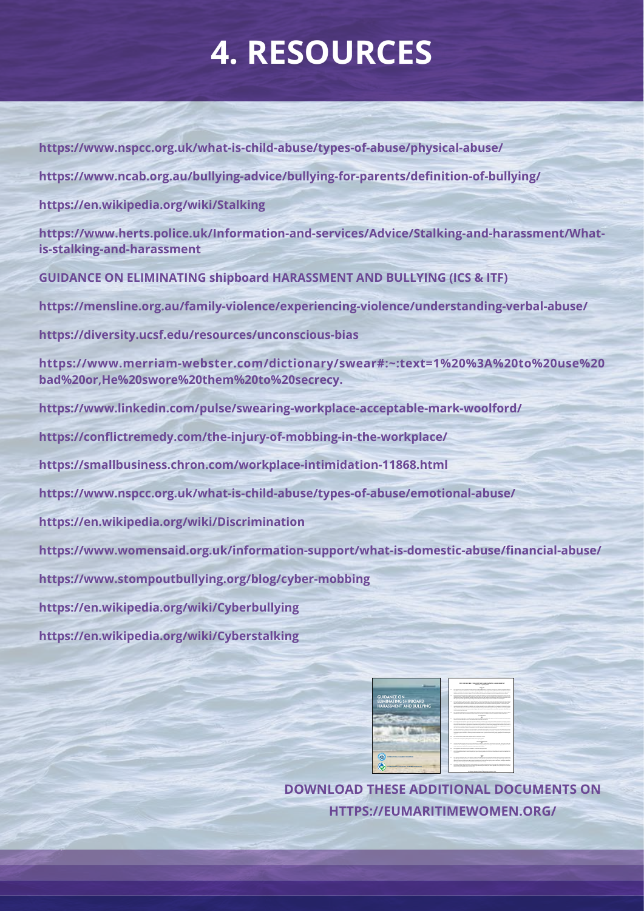# 4. RESOURCES

https://www.nspcc.org.uk/what-is-child-abuse/types-of-abuse/physical-abuse/

https://www.ncab.org.au/bullying-advice/bullying-for-parents/definition-of-bullying/

https://en.wikipedia.org/wiki/Stalking

https://www.herts.police.uk/Information-and-services/Advice/Stalking-and-harassment/What-is-stalking-and-harassment

GUIDANCE ON ELIMINATING shipboard HARASSMENT AND BULLYING (ICS & ITF)

https://mensline.org.au/family-violence/experiencing-violence/understanding-verbal-abuse/

https://diversity.ucsf.edu/resources/unconscious-bias

https://www.merriam-webster.com/dictionary/swear#:~:text=1%20%3A%20to%20use%20bad%20or,He%20swore%20them%20to%20secrecy.

https://www.linkedin.com/pulse/swearing-workplace-acceptable-mark-woolford/

https://conflictremedy.com/the-injury-of-mobbing-in-the-workplace/

https://smallbusiness.chron.com/workplace-intimidation-11868.html

https://www.nspcc.org.uk/what-is-child-abuse/types-of-abuse/emotional-abuse/

https://en.wikipedia.org/wiki/Discrimination

https://www.womensaid.org.uk/information-support/what-is-domestic-abuse/financial-abuse/

https://www.stompoutbullying.org/blog/cyber-mobbing

https://en.wikipedia.org/wiki/Cyberbullying

https://en.wikipedia.org/wiki/Cyberstalking

**DOWNLOAD THESE ADDITIONAL DOCUMENTS ON HTTPS://EUMARITIMEWOMEN.ORG/**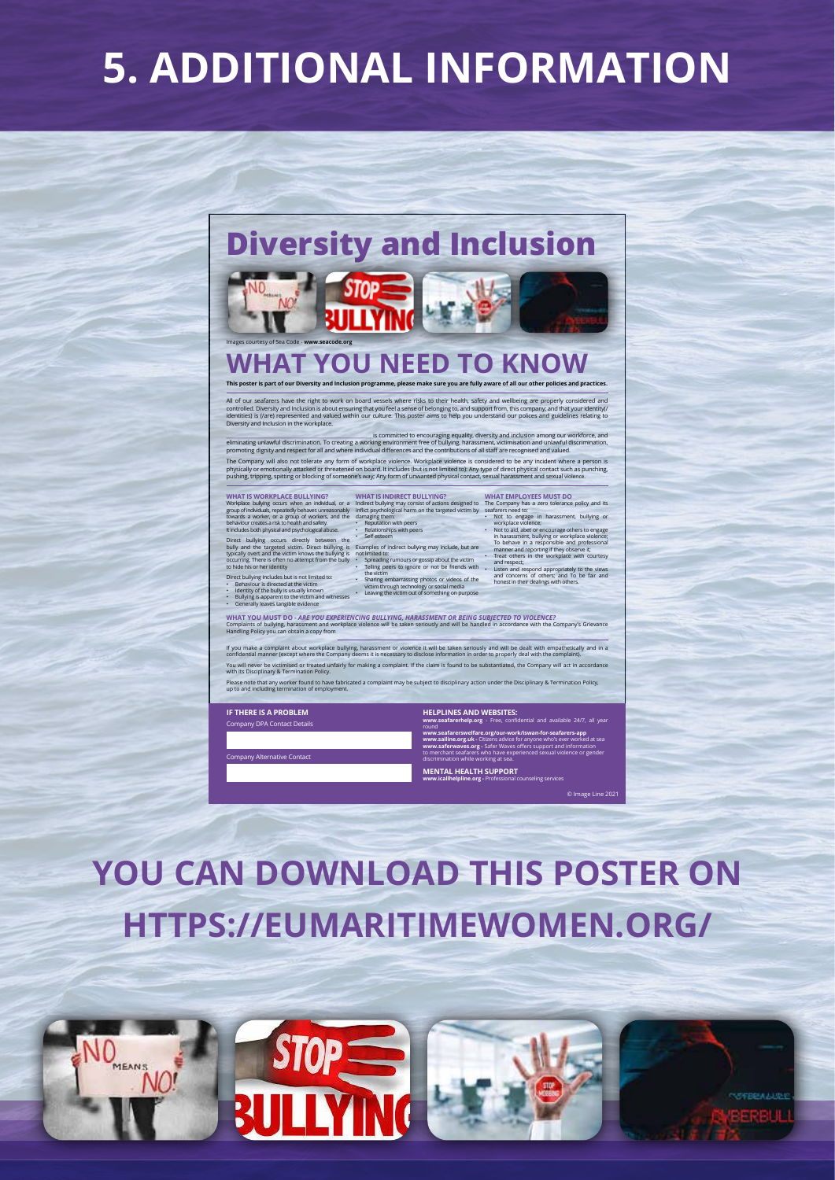# 5. ADDITIONAL INFORMATION

## Diversity and Inclusion

Images courtesy of Sea Code - www.seacode.org

## WHAT YOU NEED TO KNOW

**This poster is part of our Diversity and Inclusion programme, please make sure you are fully aware of all our other policies and practices.**

All of our seafarers have the right to work on board vessels where risks to their health, safety and wellbeing are properly considered and controlled. Diversity and Inclusion is about ensuring that you feel a sense of belonging to, and support from, this company; and that your identity(/identities) is (/are) represented and valued within our culture. This poster aims to help you understand our polices and guidelines relating to Diversity and Inclusion in the workplace.

\_\_\_\_\_\_\_\_\_\_\_\_\_\_\_\_\_\_\_\_\_\_ is committed to encouraging equality, diversity and inclusion among our workforce, and eliminating unlawful discrimination. To creating a working environment free of bullying, harassment, victimisation and unlawful discrimination, promoting dignity and respect for all and where individual differences and the contributions of all staff are recognised and valued.

The Company will also not tolerate any form of workplace violence. Workplace violence is considered to be any incident where a person is physically or emotionally attacked or threatened on board. It includes (but is not limited to): Any type of direct physical contact such as punching, pushing, tripping, spitting or blocking of someone's way; Any form of unwanted physical contact, sexual harassment and sexual violence.

### WHAT IS WORKPLACE BULLYING?

Workplace bullying occurs when an individual, or a group of individuals, repeatedly behaves unreasonably towards a worker, or a group of workers, and the behaviour creates a risk to health and safety.

It includes both physical and psychological abuse.

Direct bullying occurs directly between the bully and the targeted victim. Direct bullying is typically overt and the victim knows the bullying is occurring. There is often no attempt from the bully to hide his or her identity

Direct bullying includes but is not limited to:

- Behaviour is directed at the victim
- Identity of the bully is usually known
- Bullying is apparent to the victim and witnesses
- Generally leaves tangible evidence

### WHAT IS INDIRECT BULLYING?

Indirect bullying may consist of actions designed to inflict psychological harm on the targeted victim by damaging them:

- Reputation with peers
- Relationships with peers
- Self-esteem

Examples of indirect bullying may include, but are not limited to:

- Spreading rumours or gossip about the victim
- Telling peers to ignore or not be friends with the victim
- Sharing embarrassing photos or videos of the victim through technology or social media
- Leaving the victim out of something on purpose

### WHAT EMPLOYEES MUST DO

The Company has a zero tolerance policy and its seafarers need to:

- Not to engage in harassment, bullying or workplace violence;
- Not to aid, abet or encourage others to engage in harassment, bullying or workplace violence; To behave in a responsible and professional manner and reporting if they observe it;
- Treat others in the workplace with courtesy and respect;
- Listen and respond appropriately to the views and concerns of others; and To be fair and honest in their dealings with others.

### WHAT YOU MUST DO - *ARE YOU EXPERIENCING BULLYING, HARASSMENT OR BEING SUBJECTED TO VIOLENCE?*

Complaints of bullying, harassment and workplace violence will be taken seriously and will be handled in accordance with the Company's Grievance Handling Policy you can obtain a copy from \_\_\_\_\_\_\_\_\_\_\_\_\_\_\_\_\_\_\_\_\_\_

If you make a complaint about workplace bullying, harassment or violence it will be taken seriously and will be dealt with empathetically and in a confidential manner (except where the Company deems it is necessary to disclose information in order to properly deal with the complaint).

You will never be victimised or treated unfairly for making a complaint. If the claim is found to be substantiated, the Company will act in accordance with its Disciplinary & Termination Policy.

Please note that any worker found to have fabricated a complaint may be subject to disciplinary action under the Disciplinary & Termination Policy, up to and including termination of employment.

### IF THERE IS A PROBLEM

Company DPA Contact Details

Company Alternative Contact

### HELPLINES AND WEBSITES:

**www.seafarerhelp.org** - Free, confidential and available 24/7, all year round

**www.seafarerswelfare.org/our-work/iswan-for-seafarers-app**

**www.sailine.org.uk** - Citizens advice for anyone who's ever worked at sea

**www.saferwaves.org** - Safer Waves offers support and information to merchant seafarers who have experienced sexual violence or gender discrimination while working at sea.

### MENTAL HEALTH SUPPORT

**www.icallhelpline.org** - Professional counseling services

© Image Line 2021

# YOU CAN DOWNLOAD THIS POSTER ON HTTPS://EUMARITIMEWOMEN.ORG/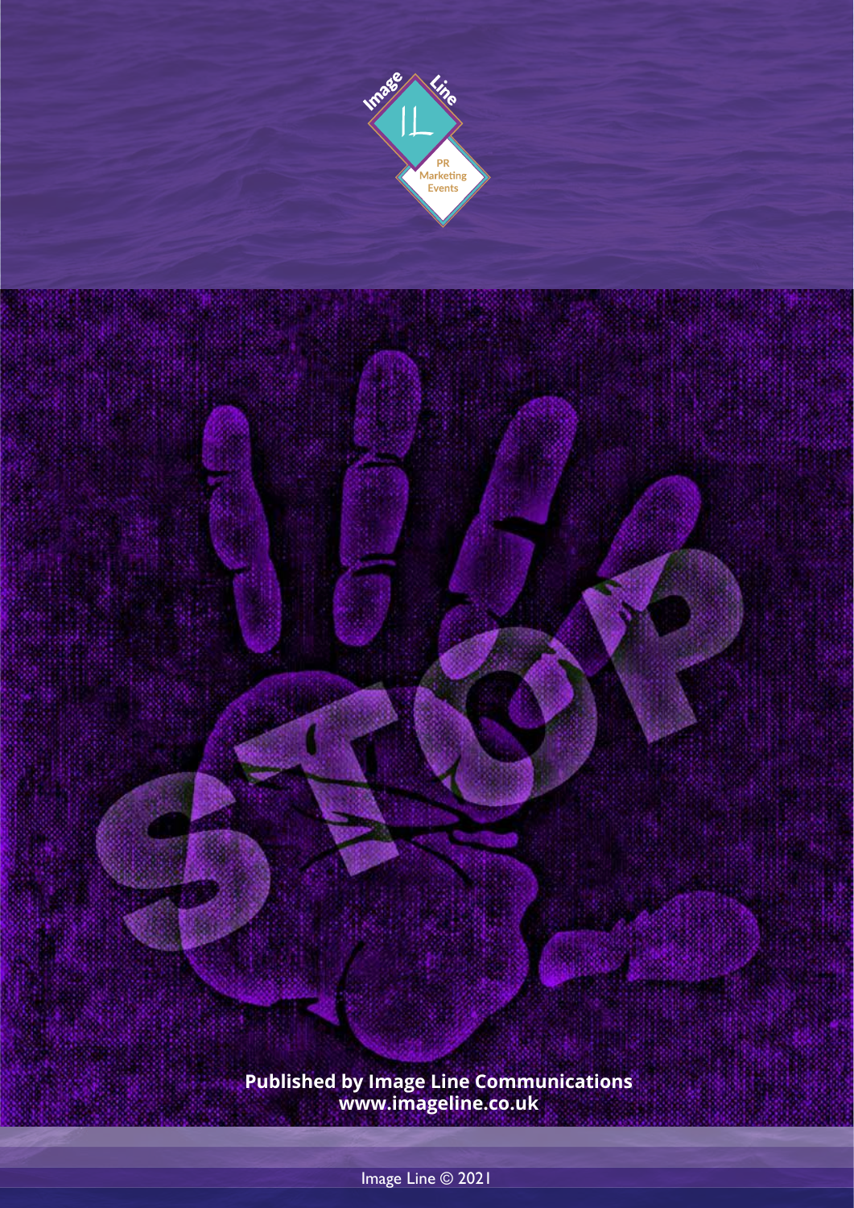Image Line

IL

PR
Marketing
Events

STOP

**Published by Image Line Communications**
**www.imageline.co.uk**

Image Line © 2021